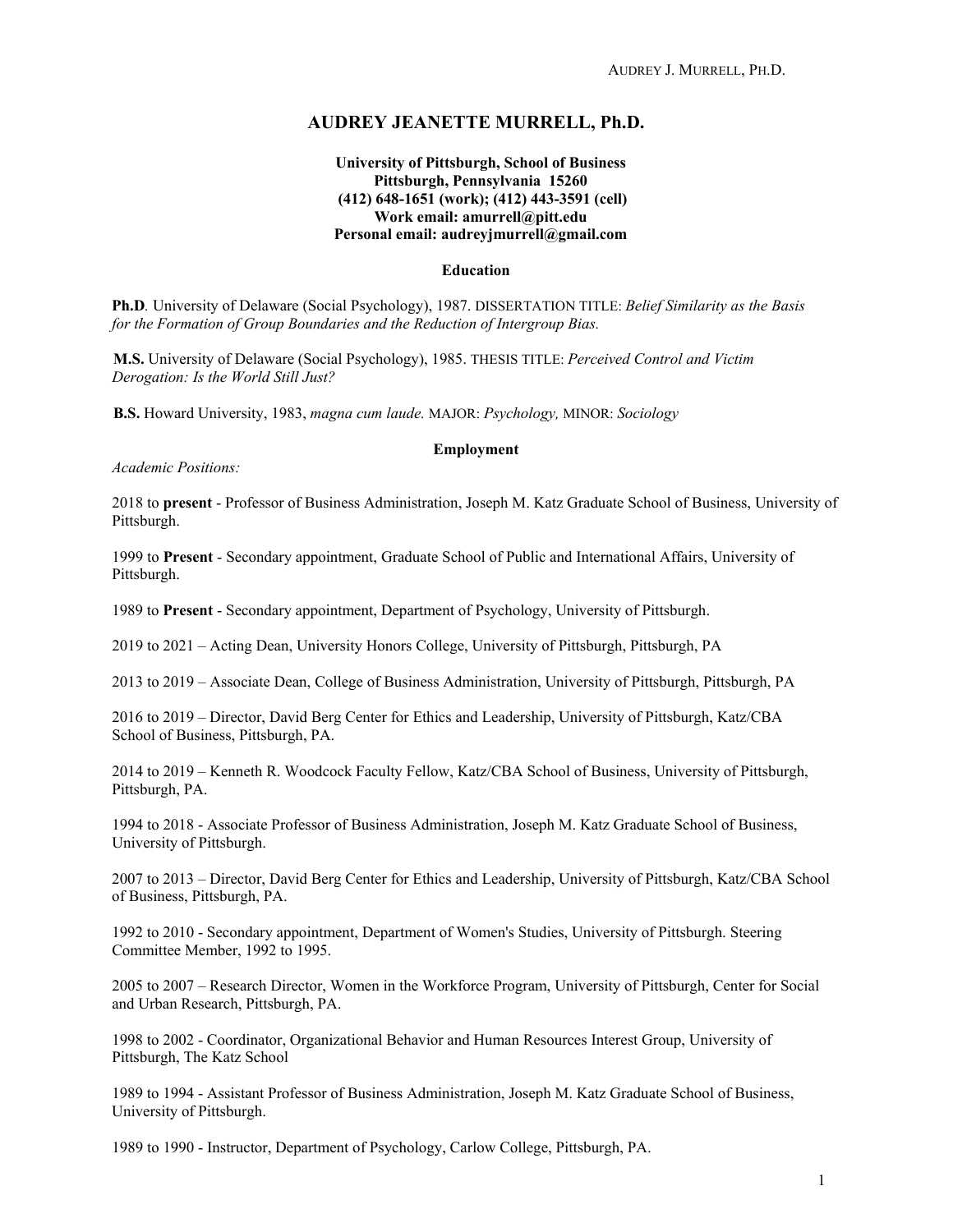# AUDREY JEANETTE MURRELL, Ph.D.

**University of Pittsburgh, School of Business**
**Pittsburgh, Pennsylvania 15260**
**(412) 648-1651 (work); (412) 443-3591 (cell)**
**Work email: amurrell@pitt.edu**
**Personal email: audreyjmurrell@gmail.com**

## Education

**Ph.D**. University of Delaware (Social Psychology), 1987. DISSERTATION TITLE: *Belief Similarity as the Basis for the Formation of Group Boundaries and the Reduction of Intergroup Bias.*

**M.S.** University of Delaware (Social Psychology), 1985. THESIS TITLE: *Perceived Control and Victim Derogation: Is the World Still Just?*

**B.S.** Howard University, 1983, *magna cum laude.* MAJOR: *Psychology,* MINOR: *Sociology*

## Employment

*Academic Positions:*

2018 to **present** - Professor of Business Administration, Joseph M. Katz Graduate School of Business, University of Pittsburgh.

1999 to **Present** - Secondary appointment, Graduate School of Public and International Affairs, University of Pittsburgh.

1989 to **Present** - Secondary appointment, Department of Psychology, University of Pittsburgh.

2019 to 2021 – Acting Dean, University Honors College, University of Pittsburgh, Pittsburgh, PA

2013 to 2019 – Associate Dean, College of Business Administration, University of Pittsburgh, Pittsburgh, PA

2016 to 2019 – Director, David Berg Center for Ethics and Leadership, University of Pittsburgh, Katz/CBA School of Business, Pittsburgh, PA.

2014 to 2019 – Kenneth R. Woodcock Faculty Fellow, Katz/CBA School of Business, University of Pittsburgh, Pittsburgh, PA.

1994 to 2018 - Associate Professor of Business Administration, Joseph M. Katz Graduate School of Business, University of Pittsburgh.

2007 to 2013 – Director, David Berg Center for Ethics and Leadership, University of Pittsburgh, Katz/CBA School of Business, Pittsburgh, PA.

1992 to 2010 - Secondary appointment, Department of Women's Studies, University of Pittsburgh. Steering Committee Member, 1992 to 1995.

2005 to 2007 – Research Director, Women in the Workforce Program, University of Pittsburgh, Center for Social and Urban Research, Pittsburgh, PA.

1998 to 2002 - Coordinator, Organizational Behavior and Human Resources Interest Group, University of Pittsburgh, The Katz School

1989 to 1994 - Assistant Professor of Business Administration, Joseph M. Katz Graduate School of Business, University of Pittsburgh.

1989 to 1990 - Instructor, Department of Psychology, Carlow College, Pittsburgh, PA.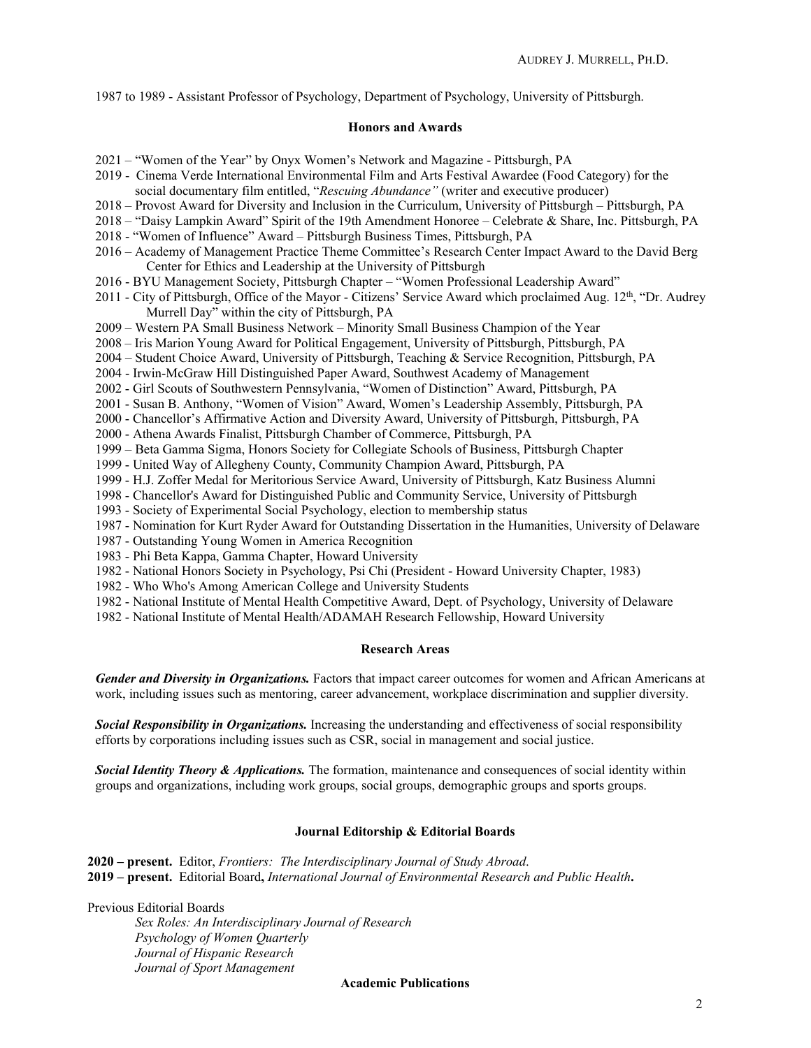1987 to 1989 - Assistant Professor of Psychology, Department of Psychology, University of Pittsburgh.

## Honors and Awards

- 2021 – "Women of the Year" by Onyx Women's Network and Magazine - Pittsburgh, PA
- 2019 - Cinema Verde International Environmental Film and Arts Festival Awardee (Food Category) for the social documentary film entitled, "*Rescuing Abundance"* (writer and executive producer)
- 2018 – Provost Award for Diversity and Inclusion in the Curriculum, University of Pittsburgh – Pittsburgh, PA
- 2018 – "Daisy Lampkin Award" Spirit of the 19th Amendment Honoree – Celebrate & Share, Inc. Pittsburgh, PA
- 2018 - "Women of Influence" Award – Pittsburgh Business Times, Pittsburgh, PA
- 2016 – Academy of Management Practice Theme Committee's Research Center Impact Award to the David Berg Center for Ethics and Leadership at the University of Pittsburgh
- 2016 - BYU Management Society, Pittsburgh Chapter – "Women Professional Leadership Award"
- 2011 - City of Pittsburgh, Office of the Mayor - Citizens' Service Award which proclaimed Aug. 12th, "Dr. Audrey Murrell Day" within the city of Pittsburgh, PA
- 2009 – Western PA Small Business Network – Minority Small Business Champion of the Year
- 2008 – Iris Marion Young Award for Political Engagement, University of Pittsburgh, Pittsburgh, PA
- 2004 – Student Choice Award, University of Pittsburgh, Teaching & Service Recognition, Pittsburgh, PA
- 2004 - Irwin-McGraw Hill Distinguished Paper Award, Southwest Academy of Management
- 2002 - Girl Scouts of Southwestern Pennsylvania, "Women of Distinction" Award, Pittsburgh, PA
- 2001 - Susan B. Anthony, "Women of Vision" Award, Women's Leadership Assembly, Pittsburgh, PA
- 2000 - Chancellor's Affirmative Action and Diversity Award, University of Pittsburgh, Pittsburgh, PA
- 2000 - Athena Awards Finalist, Pittsburgh Chamber of Commerce, Pittsburgh, PA
- 1999 – Beta Gamma Sigma, Honors Society for Collegiate Schools of Business, Pittsburgh Chapter
- 1999 - United Way of Allegheny County, Community Champion Award, Pittsburgh, PA
- 1999 - H.J. Zoffer Medal for Meritorious Service Award, University of Pittsburgh, Katz Business Alumni
- 1998 - Chancellor's Award for Distinguished Public and Community Service, University of Pittsburgh
- 1993 - Society of Experimental Social Psychology, election to membership status
- 1987 - Nomination for Kurt Ryder Award for Outstanding Dissertation in the Humanities, University of Delaware
- 1987 - Outstanding Young Women in America Recognition
- 1983 - Phi Beta Kappa, Gamma Chapter, Howard University
- 1982 - National Honors Society in Psychology, Psi Chi (President - Howard University Chapter, 1983)
- 1982 - Who Who's Among American College and University Students
- 1982 - National Institute of Mental Health Competitive Award, Dept. of Psychology, University of Delaware
- 1982 - National Institute of Mental Health/ADAMAH Research Fellowship, Howard University

## Research Areas

***Gender and Diversity in Organizations.*** Factors that impact career outcomes for women and African Americans at work, including issues such as mentoring, career advancement, workplace discrimination and supplier diversity.

***Social Responsibility in Organizations.*** Increasing the understanding and effectiveness of social responsibility efforts by corporations including issues such as CSR, social in management and social justice.

***Social Identity Theory & Applications.*** The formation, maintenance and consequences of social identity within groups and organizations, including work groups, social groups, demographic groups and sports groups.

## Journal Editorship & Editorial Boards

**2020 – present.** Editor, *Frontiers: The Interdisciplinary Journal of Study Abroad*.
**2019 – present.** Editorial Board**,** ***International Journal of Environmental Research and Public Health*****.**

Previous Editorial Boards

*Sex Roles: An Interdisciplinary Journal of Research*
*Psychology of Women Quarterly*
*Journal of Hispanic Research*
*Journal of Sport Management*

## Academic Publications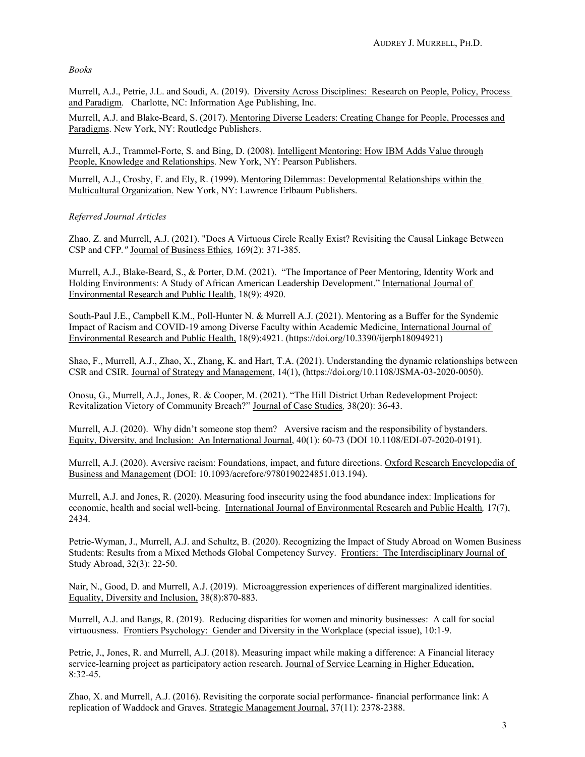*Books*

Murrell, A.J., Petrie, J.L. and Soudi, A. (2019). Diversity Across Disciplines: Research on People, Policy, Process and Paradigm. Charlotte, NC: Information Age Publishing, Inc.

Murrell, A.J. and Blake-Beard, S. (2017). Mentoring Diverse Leaders: Creating Change for People, Processes and Paradigms. New York, NY: Routledge Publishers.

Murrell, A.J., Trammel-Forte, S. and Bing, D. (2008). Intelligent Mentoring: How IBM Adds Value through People, Knowledge and Relationships. New York, NY: Pearson Publishers.

Murrell, A.J., Crosby, F. and Ely, R. (1999). Mentoring Dilemmas: Developmental Relationships within the Multicultural Organization. New York, NY: Lawrence Erlbaum Publishers.

*Referred Journal Articles*

Zhao, Z. and Murrell, A.J. (2021). "Does A Virtuous Circle Really Exist? Revisiting the Causal Linkage Between CSP and CFP." Journal of Business Ethics, 169(2): 371-385.

Murrell, A.J., Blake-Beard, S., & Porter, D.M. (2021). "The Importance of Peer Mentoring, Identity Work and Holding Environments: A Study of African American Leadership Development." International Journal of Environmental Research and Public Health, 18(9): 4920.

South-Paul J.E., Campbell K.M., Poll-Hunter N. & Murrell A.J. (2021). Mentoring as a Buffer for the Syndemic Impact of Racism and COVID-19 among Diverse Faculty within Academic Medicine. International Journal of Environmental Research and Public Health, 18(9):4921. (https://doi.org/10.3390/ijerph18094921)

Shao, F., Murrell, A.J., Zhao, X., Zhang, K. and Hart, T.A. (2021). Understanding the dynamic relationships between CSR and CSIR. Journal of Strategy and Management, 14(1), (https://doi.org/10.1108/JSMA-03-2020-0050).

Onosu, G., Murrell, A.J., Jones, R. & Cooper, M. (2021). "The Hill District Urban Redevelopment Project: Revitalization Victory of Community Breach?" Journal of Case Studies, 38(20): 36-43.

Murrell, A.J. (2020). Why didn't someone stop them? Aversive racism and the responsibility of bystanders. Equity, Diversity, and Inclusion: An International Journal, 40(1): 60-73 (DOI 10.1108/EDI-07-2020-0191).

Murrell, A.J. (2020). Aversive racism: Foundations, impact, and future directions. Oxford Research Encyclopedia of Business and Management (DOI: 10.1093/acrefore/9780190224851.013.194).

Murrell, A.J. and Jones, R. (2020). Measuring food insecurity using the food abundance index: Implications for economic, health and social well-being. International Journal of Environmental Research and Public Health, 17(7), 2434.

Petrie-Wyman, J., Murrell, A.J. and Schultz, B. (2020). Recognizing the Impact of Study Abroad on Women Business Students: Results from a Mixed Methods Global Competency Survey. Frontiers: The Interdisciplinary Journal of Study Abroad, 32(3): 22-50.

Nair, N., Good, D. and Murrell, A.J. (2019). Microaggression experiences of different marginalized identities. Equality, Diversity and Inclusion, 38(8):870-883.

Murrell, A.J. and Bangs, R. (2019). Reducing disparities for women and minority businesses: A call for social virtuousness. Frontiers Psychology: Gender and Diversity in the Workplace (special issue), 10:1-9.

Petrie, J., Jones, R. and Murrell, A.J. (2018). Measuring impact while making a difference: A Financial literacy service-learning project as participatory action research. Journal of Service Learning in Higher Education, 8:32-45.

Zhao, X. and Murrell, A.J. (2016). Revisiting the corporate social performance- financial performance link: A replication of Waddock and Graves. Strategic Management Journal, 37(11): 2378-2388.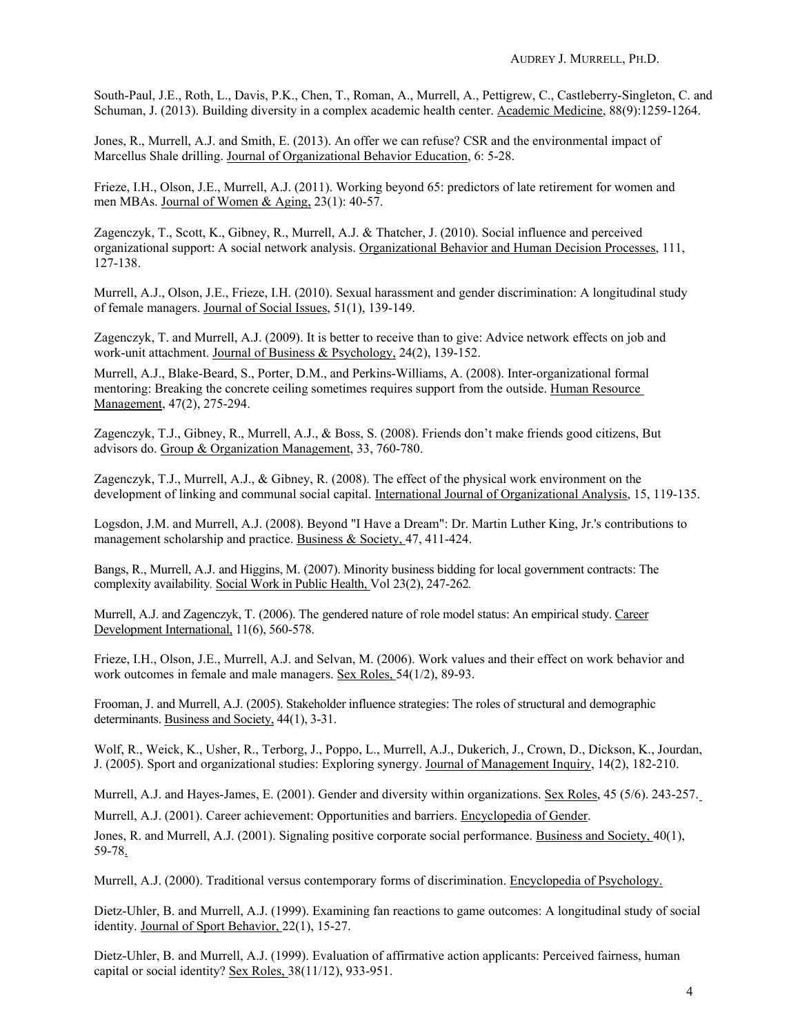South-Paul, J.E., Roth, L., Davis, P.K., Chen, T., Roman, A., Murrell, A., Pettigrew, C., Castleberry-Singleton, C. and Schuman, J. (2013). Building diversity in a complex academic health center. Academic Medicine, 88(9):1259-1264.

Jones, R., Murrell, A.J. and Smith, E. (2013). An offer we can refuse? CSR and the environmental impact of Marcellus Shale drilling. Journal of Organizational Behavior Education, 6: 5-28.

Frieze, I.H., Olson, J.E., Murrell, A.J. (2011). Working beyond 65: predictors of late retirement for women and men MBAs. Journal of Women & Aging, 23(1): 40-57.

Zagenczyk, T., Scott, K., Gibney, R., Murrell, A.J. & Thatcher, J. (2010). Social influence and perceived organizational support: A social network analysis. Organizational Behavior and Human Decision Processes, 111, 127-138.

Murrell, A.J., Olson, J.E., Frieze, I.H. (2010). Sexual harassment and gender discrimination: A longitudinal study of female managers. Journal of Social Issues, 51(1), 139-149.

Zagenczyk, T. and Murrell, A.J. (2009). It is better to receive than to give: Advice network effects on job and work-unit attachment. Journal of Business & Psychology, 24(2), 139-152.

Murrell, A.J., Blake-Beard, S., Porter, D.M., and Perkins-Williams, A. (2008). Inter-organizational formal mentoring: Breaking the concrete ceiling sometimes requires support from the outside. Human Resource Management, 47(2), 275-294.

Zagenczyk, T.J., Gibney, R., Murrell, A.J., & Boss, S. (2008). Friends don't make friends good citizens, But advisors do. Group & Organization Management, 33, 760-780.

Zagenczyk, T.J., Murrell, A.J., & Gibney, R. (2008). The effect of the physical work environment on the development of linking and communal social capital. International Journal of Organizational Analysis, 15, 119-135.

Logsdon, J.M. and Murrell, A.J. (2008). Beyond "I Have a Dream": Dr. Martin Luther King, Jr.'s contributions to management scholarship and practice. Business & Society, 47, 411-424.

Bangs, R., Murrell, A.J. and Higgins, M. (2007). Minority business bidding for local government contracts: The complexity availability. Social Work in Public Health, Vol 23(2), 247-262.

Murrell, A.J. and Zagenczyk, T. (2006). The gendered nature of role model status: An empirical study. Career Development International, 11(6), 560-578.

Frieze, I.H., Olson, J.E., Murrell, A.J. and Selvan, M. (2006). Work values and their effect on work behavior and work outcomes in female and male managers. Sex Roles, 54(1/2), 89-93.

Frooman, J. and Murrell, A.J. (2005). Stakeholder influence strategies: The roles of structural and demographic determinants. Business and Society, 44(1), 3-31.

Wolf, R., Weick, K., Usher, R., Terborg, J., Poppo, L., Murrell, A.J., Dukerich, J., Crown, D., Dickson, K., Jourdan, J. (2005). Sport and organizational studies: Exploring synergy. Journal of Management Inquiry, 14(2), 182-210.

Murrell, A.J. and Hayes-James, E. (2001). Gender and diversity within organizations. Sex Roles, 45 (5/6). 243-257.

Murrell, A.J. (2001). Career achievement: Opportunities and barriers. Encyclopedia of Gender.

Jones, R. and Murrell, A.J. (2001). Signaling positive corporate social performance. Business and Society, 40(1), 59-78.

Murrell, A.J. (2000). Traditional versus contemporary forms of discrimination. Encyclopedia of Psychology.

Dietz-Uhler, B. and Murrell, A.J. (1999). Examining fan reactions to game outcomes: A longitudinal study of social identity. Journal of Sport Behavior, 22(1), 15-27.

Dietz-Uhler, B. and Murrell, A.J. (1999). Evaluation of affirmative action applicants: Perceived fairness, human capital or social identity? Sex Roles, 38(11/12), 933-951.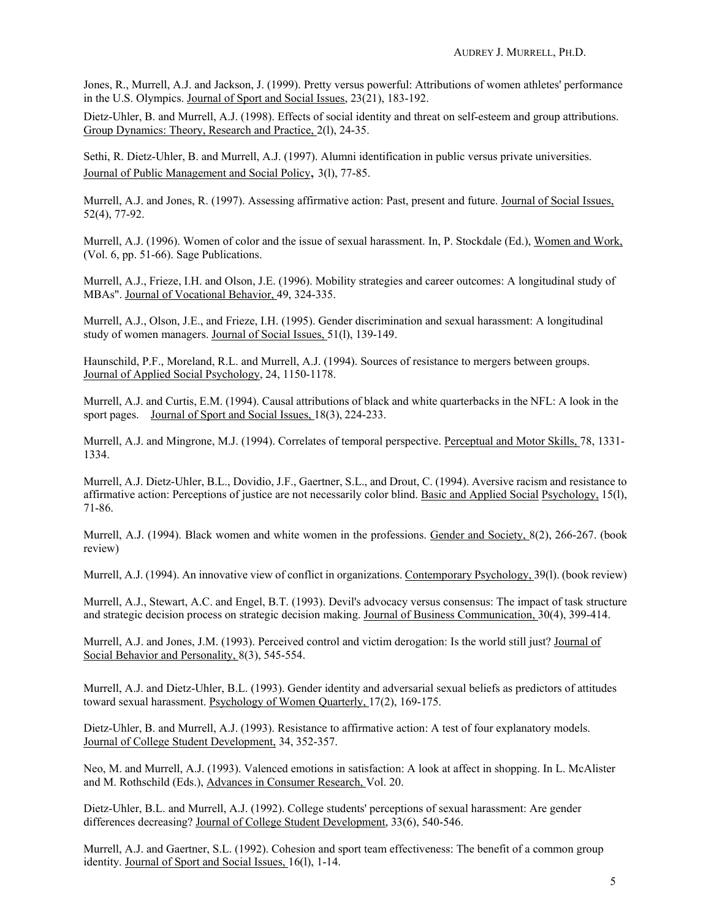Jones, R., Murrell, A.J. and Jackson, J. (1999). Pretty versus powerful: Attributions of women athletes' performance in the U.S. Olympics. Journal of Sport and Social Issues, 23(21), 183-192.

Dietz-Uhler, B. and Murrell, A.J. (1998). Effects of social identity and threat on self-esteem and group attributions. Group Dynamics: Theory, Research and Practice, 2(l), 24-35.

Sethi, R. Dietz-Uhler, B. and Murrell, A.J. (1997). Alumni identification in public versus private universities. Journal of Public Management and Social Policy, 3(l), 77-85.

Murrell, A.J. and Jones, R. (1997). Assessing affirmative action: Past, present and future. Journal of Social Issues, 52(4), 77-92.

Murrell, A.J. (1996). Women of color and the issue of sexual harassment. In, P. Stockdale (Ed.), Women and Work, (Vol. 6, pp. 51-66). Sage Publications.

Murrell, A.J., Frieze, I.H. and Olson, J.E. (1996). Mobility strategies and career outcomes: A longitudinal study of MBAs". Journal of Vocational Behavior, 49, 324-335.

Murrell, A.J., Olson, J.E., and Frieze, I.H. (1995). Gender discrimination and sexual harassment: A longitudinal study of women managers. Journal of Social Issues, 51(l), 139-149.

Haunschild, P.F., Moreland, R.L. and Murrell, A.J. (1994). Sources of resistance to mergers between groups. Journal of Applied Social Psychology, 24, 1150-1178.

Murrell, A.J. and Curtis, E.M. (1994). Causal attributions of black and white quarterbacks in the NFL: A look in the sport pages. Journal of Sport and Social Issues, 18(3), 224-233.

Murrell, A.J. and Mingrone, M.J. (1994). Correlates of temporal perspective. Perceptual and Motor Skills, 78, 1331-1334.

Murrell, A.J. Dietz-Uhler, B.L., Dovidio, J.F., Gaertner, S.L., and Drout, C. (1994). Aversive racism and resistance to affirmative action: Perceptions of justice are not necessarily color blind. Basic and Applied Social Psychology, 15(l), 71-86.

Murrell, A.J. (1994). Black women and white women in the professions. Gender and Society, 8(2), 266-267. (book review)

Murrell, A.J. (1994). An innovative view of conflict in organizations. Contemporary Psychology, 39(l). (book review)

Murrell, A.J., Stewart, A.C. and Engel, B.T. (1993). Devil's advocacy versus consensus: The impact of task structure and strategic decision process on strategic decision making. Journal of Business Communication, 30(4), 399-414.

Murrell, A.J. and Jones, J.M. (1993). Perceived control and victim derogation: Is the world still just? Journal of Social Behavior and Personality, 8(3), 545-554.

Murrell, A.J. and Dietz-Uhler, B.L. (1993). Gender identity and adversarial sexual beliefs as predictors of attitudes toward sexual harassment. Psychology of Women Quarterly, 17(2), 169-175.

Dietz-Uhler, B. and Murrell, A.J. (1993). Resistance to affirmative action: A test of four explanatory models. Journal of College Student Development, 34, 352-357.

Neo, M. and Murrell, A.J. (1993). Valenced emotions in satisfaction: A look at affect in shopping. In L. McAlister and M. Rothschild (Eds.), Advances in Consumer Research, Vol. 20.

Dietz-Uhler, B.L. and Murrell, A.J. (1992). College students' perceptions of sexual harassment: Are gender differences decreasing? Journal of College Student Development, 33(6), 540-546.

Murrell, A.J. and Gaertner, S.L. (1992). Cohesion and sport team effectiveness: The benefit of a common group identity. Journal of Sport and Social Issues, 16(l), 1-14.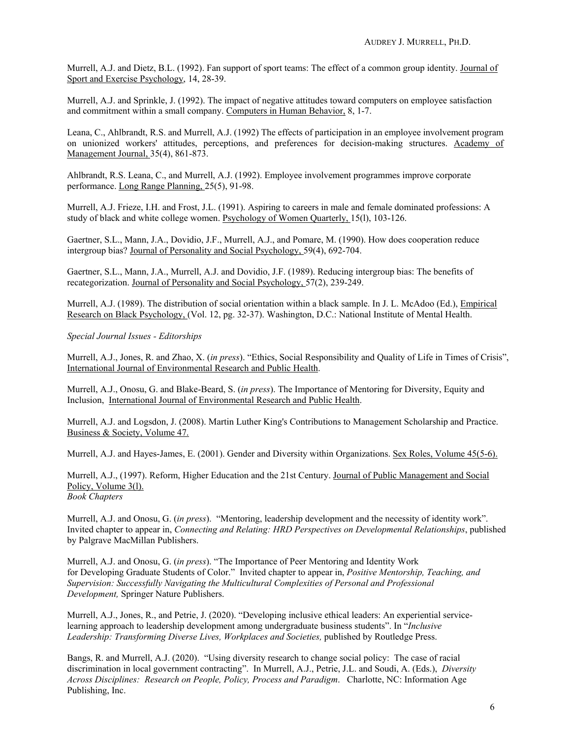Murrell, A.J. and Dietz, B.L. (1992). Fan support of sport teams: The effect of a common group identity. Journal of Sport and Exercise Psychology, 14, 28-39.

Murrell, A.J. and Sprinkle, J. (1992). The impact of negative attitudes toward computers on employee satisfaction and commitment within a small company. Computers in Human Behavior, 8, 1-7.

Leana, C., Ahlbrandt, R.S. and Murrell, A.J. (1992) The effects of participation in an employee involvement program on unionized workers' attitudes, perceptions, and preferences for decision-making structures. Academy of Management Journal, 35(4), 861-873.

Ahlbrandt, R.S. Leana, C., and Murrell, A.J. (1992). Employee involvement programmes improve corporate performance. Long Range Planning, 25(5), 91-98.

Murrell, A.J. Frieze, I.H. and Frost, J.L. (1991). Aspiring to careers in male and female dominated professions: A study of black and white college women. Psychology of Women Quarterly, 15(l), 103-126.

Gaertner, S.L., Mann, J.A., Dovidio, J.F., Murrell, A.J., and Pomare, M. (1990). How does cooperation reduce intergroup bias? Journal of Personality and Social Psychology, 59(4), 692-704.

Gaertner, S.L., Mann, J.A., Murrell, A.J. and Dovidio, J.F. (1989). Reducing intergroup bias: The benefits of recategorization. Journal of Personality and Social Psychology, 57(2), 239-249.

Murrell, A.J. (1989). The distribution of social orientation within a black sample. In J. L. McAdoo (Ed.), Empirical Research on Black Psychology, (Vol. 12, pg. 32-37). Washington, D.C.: National Institute of Mental Health.

*Special Journal Issues - Editorships*

Murrell, A.J., Jones, R. and Zhao, X. (*in press*). "Ethics, Social Responsibility and Quality of Life in Times of Crisis", International Journal of Environmental Research and Public Health.

Murrell, A.J., Onosu, G. and Blake-Beard, S. (*in press*). The Importance of Mentoring for Diversity, Equity and Inclusion, International Journal of Environmental Research and Public Health.

Murrell, A.J. and Logsdon, J. (2008). Martin Luther King's Contributions to Management Scholarship and Practice. Business & Society, Volume 47.

Murrell, A.J. and Hayes-James, E. (2001). Gender and Diversity within Organizations. Sex Roles, Volume 45(5-6).

Murrell, A.J., (1997). Reform, Higher Education and the 21st Century. Journal of Public Management and Social Policy, Volume 3(l).

*Book Chapters*

Murrell, A.J. and Onosu, G. (*in press*). "Mentoring, leadership development and the necessity of identity work". Invited chapter to appear in, *Connecting and Relating: HRD Perspectives on Developmental Relationships*, published by Palgrave MacMillan Publishers.

Murrell, A.J. and Onosu, G. (*in press*). "The Importance of Peer Mentoring and Identity Work for Developing Graduate Students of Color." Invited chapter to appear in, *Positive Mentorship, Teaching, and Supervision: Successfully Navigating the Multicultural Complexities of Personal and Professional Development,* Springer Nature Publishers.

Murrell, A.J., Jones, R., and Petrie, J. (2020). "Developing inclusive ethical leaders: An experiential service-learning approach to leadership development among undergraduate business students". In "*Inclusive Leadership: Transforming Diverse Lives, Workplaces and Societies,* published by Routledge Press.

Bangs, R. and Murrell, A.J. (2020). "Using diversity research to change social policy: The case of racial discrimination in local government contracting". In Murrell, A.J., Petrie, J.L. and Soudi, A. (Eds.), *Diversity Across Disciplines: Research on People, Policy, Process and Paradigm*. Charlotte, NC: Information Age Publishing, Inc.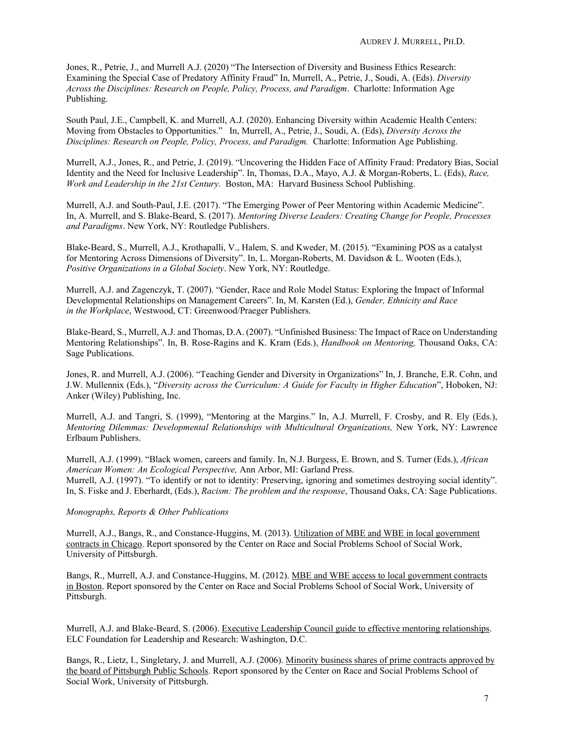Jones, R., Petrie, J., and Murrell A.J. (2020) "The Intersection of Diversity and Business Ethics Research: Examining the Special Case of Predatory Affinity Fraud" In, Murrell, A., Petrie, J., Soudi, A. (Eds). *Diversity Across the Disciplines: Research on People, Policy, Process, and Paradigm*. Charlotte: Information Age Publishing.

South Paul, J.E., Campbell, K. and Murrell, A.J. (2020). Enhancing Diversity within Academic Health Centers: Moving from Obstacles to Opportunities." In, Murrell, A., Petrie, J., Soudi, A. (Eds), *Diversity Across the Disciplines: Research on People, Policy, Process, and Paradigm.* Charlotte: Information Age Publishing.

Murrell, A.J., Jones, R., and Petrie, J. (2019). "Uncovering the Hidden Face of Affinity Fraud: Predatory Bias, Social Identity and the Need for Inclusive Leadership". In, Thomas, D.A., Mayo, A.J. & Morgan-Roberts, L. (Eds), *Race, Work and Leadership in the 21st Century.* Boston, MA: Harvard Business School Publishing.

Murrell, A.J. and South-Paul, J.E. (2017). "The Emerging Power of Peer Mentoring within Academic Medicine". In, A. Murrell, and S. Blake-Beard, S. (2017). *Mentoring Diverse Leaders: Creating Change for People, Processes and Paradigms*. New York, NY: Routledge Publishers.

Blake-Beard, S., Murrell, A.J., Krothapalli, V., Halem, S. and Kweder, M. (2015). "Examining POS as a catalyst for Mentoring Across Dimensions of Diversity". In, L. Morgan-Roberts, M. Davidson & L. Wooten (Eds.), *Positive Organizations in a Global Society*. New York, NY: Routledge.

Murrell, A.J. and Zagenczyk, T. (2007). "Gender, Race and Role Model Status: Exploring the Impact of Informal Developmental Relationships on Management Careers". In, M. Karsten (Ed.), *Gender, Ethnicity and Race in the Workplace*, Westwood, CT: Greenwood/Praeger Publishers.

Blake-Beard, S., Murrell, A.J. and Thomas, D.A. (2007). "Unfinished Business: The Impact of Race on Understanding Mentoring Relationships". In, B. Rose-Ragins and K. Kram (Eds.), *Handbook on Mentoring,* Thousand Oaks, CA: Sage Publications.

Jones, R. and Murrell, A.J. (2006). "Teaching Gender and Diversity in Organizations" In, J. Branche, E.R. Cohn, and J.W. Mullennix (Eds.), "*Diversity across the Curriculum: A Guide for Faculty in Higher Education*", Hoboken, NJ: Anker (Wiley) Publishing, Inc.

Murrell, A.J. and Tangri, S. (1999), "Mentoring at the Margins." In, A.J. Murrell, F. Crosby, and R. Ely (Eds.), *Mentoring Dilemmas: Developmental Relationships with Multicultural Organizations,* New York, NY: Lawrence Erlbaum Publishers.

Murrell, A.J. (1999). "Black women, careers and family. In, N.J. Burgess, E. Brown, and S. Turner (Eds.), *African American Women: An Ecological Perspective,* Ann Arbor, MI: Garland Press.

Murrell, A.J. (1997). "To identify or not to identity: Preserving, ignoring and sometimes destroying social identity". In, S. Fiske and J. Eberhardt, (Eds.), *Racism: The problem and the response*, Thousand Oaks, CA: Sage Publications.

*Monographs, Reports & Other Publications*

Murrell, A.J., Bangs, R., and Constance-Huggins, M. (2013). Utilization of MBE and WBE in local government contracts in Chicago. Report sponsored by the Center on Race and Social Problems School of Social Work, University of Pittsburgh.

Bangs, R., Murrell, A.J. and Constance-Huggins, M. (2012). MBE and WBE access to local government contracts in Boston. Report sponsored by the Center on Race and Social Problems School of Social Work, University of Pittsburgh.

Murrell, A.J. and Blake-Beard, S. (2006). Executive Leadership Council guide to effective mentoring relationships. ELC Foundation for Leadership and Research: Washington, D.C.

Bangs, R., Lietz, I., Singletary, J. and Murrell, A.J. (2006). Minority business shares of prime contracts approved by the board of Pittsburgh Public Schools. Report sponsored by the Center on Race and Social Problems School of Social Work, University of Pittsburgh.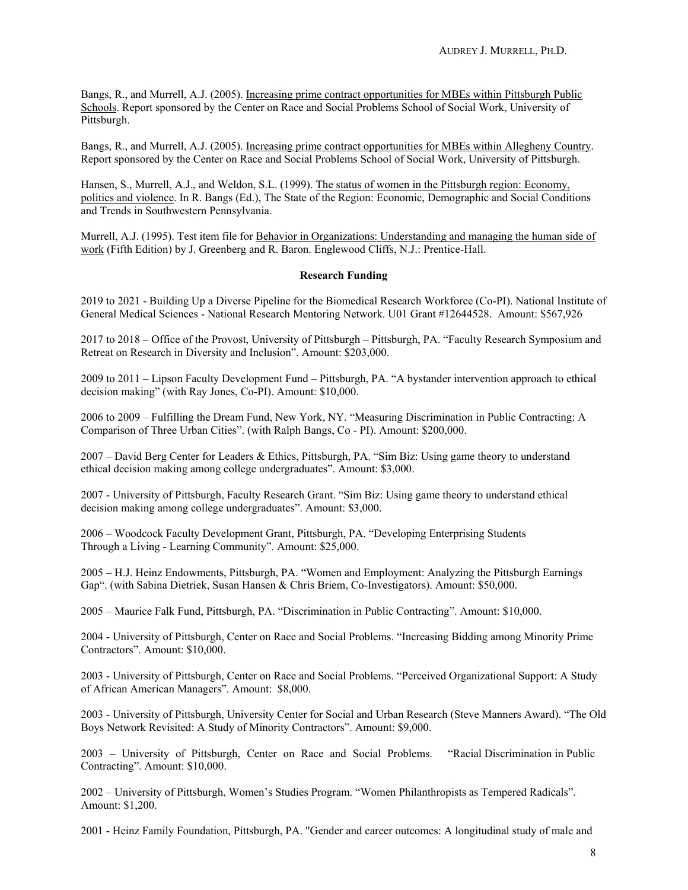Bangs, R., and Murrell, A.J. (2005). Increasing prime contract opportunities for MBEs within Pittsburgh Public Schools. Report sponsored by the Center on Race and Social Problems School of Social Work, University of Pittsburgh.

Bangs, R., and Murrell, A.J. (2005). Increasing prime contract opportunities for MBEs within Allegheny Country. Report sponsored by the Center on Race and Social Problems School of Social Work, University of Pittsburgh.

Hansen, S., Murrell, A.J., and Weldon, S.L. (1999). The status of women in the Pittsburgh region: Economy, politics and violence. In R. Bangs (Ed.), The State of the Region: Economic, Demographic and Social Conditions and Trends in Southwestern Pennsylvania.

Murrell, A.J. (1995). Test item file for Behavior in Organizations: Understanding and managing the human side of work (Fifth Edition) by J. Greenberg and R. Baron. Englewood Cliffs, N.J.: Prentice-Hall.

**Research Funding**

2019 to 2021 - Building Up a Diverse Pipeline for the Biomedical Research Workforce (Co-PI). National Institute of General Medical Sciences - National Research Mentoring Network. U01 Grant #12644528. Amount: $567,926

2017 to 2018 – Office of the Provost, University of Pittsburgh – Pittsburgh, PA. "Faculty Research Symposium and Retreat on Research in Diversity and Inclusion". Amount: $203,000.

2009 to 2011 – Lipson Faculty Development Fund – Pittsburgh, PA. "A bystander intervention approach to ethical decision making" (with Ray Jones, Co-PI). Amount: $10,000.

2006 to 2009 – Fulfilling the Dream Fund, New York, NY. "Measuring Discrimination in Public Contracting: A Comparison of Three Urban Cities". (with Ralph Bangs, Co - PI). Amount: $200,000.

2007 – David Berg Center for Leaders & Ethics, Pittsburgh, PA. "Sim Biz: Using game theory to understand ethical decision making among college undergraduates". Amount: $3,000.

2007 - University of Pittsburgh, Faculty Research Grant. "Sim Biz: Using game theory to understand ethical decision making among college undergraduates". Amount: $3,000.

2006 – Woodcock Faculty Development Grant, Pittsburgh, PA. "Developing Enterprising Students Through a Living - Learning Community". Amount: $25,000.

2005 – H.J. Heinz Endowments, Pittsburgh, PA. "Women and Employment: Analyzing the Pittsburgh Earnings Gap". (with Sabina Dietriek, Susan Hansen & Chris Briem, Co-Investigators). Amount: $50,000.

2005 – Maurice Falk Fund, Pittsburgh, PA. "Discrimination in Public Contracting". Amount: $10,000.

2004 - University of Pittsburgh, Center on Race and Social Problems. "Increasing Bidding among Minority Prime Contractors". Amount: $10,000.

2003 - University of Pittsburgh, Center on Race and Social Problems. "Perceived Organizational Support: A Study of African American Managers". Amount: $8,000.

2003 - University of Pittsburgh, University Center for Social and Urban Research (Steve Manners Award). "The Old Boys Network Revisited: A Study of Minority Contractors". Amount: $9,000.

2003 – University of Pittsburgh, Center on Race and Social Problems. "Racial Discrimination in Public Contracting". Amount: $10,000.

2002 – University of Pittsburgh, Women's Studies Program. "Women Philanthropists as Tempered Radicals". Amount: $1,200.

2001 - Heinz Family Foundation, Pittsburgh, PA. "Gender and career outcomes: A longitudinal study of male and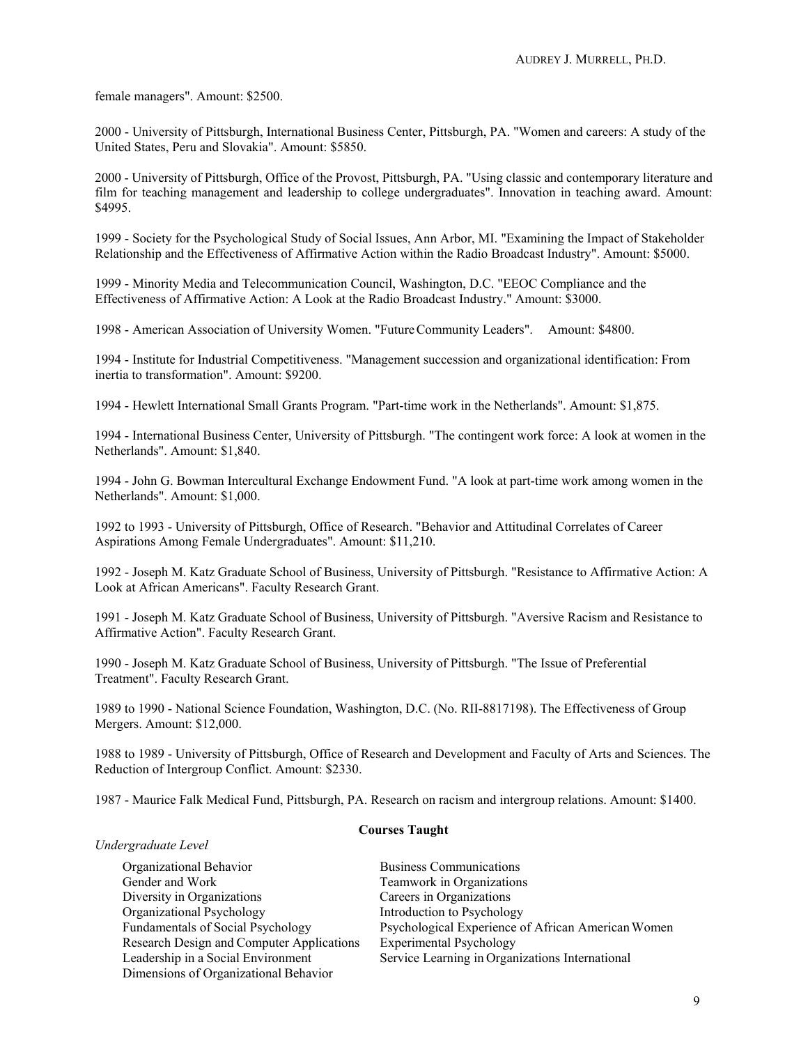female managers". Amount: $2500.

2000 - University of Pittsburgh, International Business Center, Pittsburgh, PA. "Women and careers: A study of the United States, Peru and Slovakia". Amount: $5850.

2000 - University of Pittsburgh, Office of the Provost, Pittsburgh, PA. "Using classic and contemporary literature and film for teaching management and leadership to college undergraduates". Innovation in teaching award. Amount: $4995.

1999 - Society for the Psychological Study of Social Issues, Ann Arbor, MI. "Examining the Impact of Stakeholder Relationship and the Effectiveness of Affirmative Action within the Radio Broadcast Industry". Amount: $5000.

1999 - Minority Media and Telecommunication Council, Washington, D.C. "EEOC Compliance and the Effectiveness of Affirmative Action: A Look at the Radio Broadcast Industry." Amount: $3000.

1998 - American Association of University Women. "Future Community Leaders". Amount: $4800.

1994 - Institute for Industrial Competitiveness. "Management succession and organizational identification: From inertia to transformation". Amount: $9200.

1994 - Hewlett International Small Grants Program. "Part-time work in the Netherlands". Amount: $1,875.

1994 - International Business Center, University of Pittsburgh. "The contingent work force: A look at women in the Netherlands". Amount: $1,840.

1994 - John G. Bowman Intercultural Exchange Endowment Fund. "A look at part-time work among women in the Netherlands". Amount: $1,000.

1992 to 1993 - University of Pittsburgh, Office of Research. "Behavior and Attitudinal Correlates of Career Aspirations Among Female Undergraduates". Amount: $11,210.

1992 - Joseph M. Katz Graduate School of Business, University of Pittsburgh. "Resistance to Affirmative Action: A Look at African Americans". Faculty Research Grant.

1991 - Joseph M. Katz Graduate School of Business, University of Pittsburgh. "Aversive Racism and Resistance to Affirmative Action". Faculty Research Grant.

1990 - Joseph M. Katz Graduate School of Business, University of Pittsburgh. "The Issue of Preferential Treatment". Faculty Research Grant.

1989 to 1990 - National Science Foundation, Washington, D.C. (No. RII-8817198). The Effectiveness of Group Mergers. Amount: $12,000.

1988 to 1989 - University of Pittsburgh, Office of Research and Development and Faculty of Arts and Sciences. The Reduction of Intergroup Conflict. Amount: $2330.

1987 - Maurice Falk Medical Fund, Pittsburgh, PA. Research on racism and intergroup relations. Amount: $1400.

## Courses Taught

*Undergraduate Level*

- Organizational Behavior
- Gender and Work
- Diversity in Organizations
- Organizational Psychology
- Fundamentals of Social Psychology
- Research Design and Computer Applications
- Leadership in a Social Environment
- Dimensions of Organizational Behavior
- Business Communications
- Teamwork in Organizations
- Careers in Organizations
- Introduction to Psychology
- Psychological Experience of African American Women
- Experimental Psychology
- Service Learning in Organizations International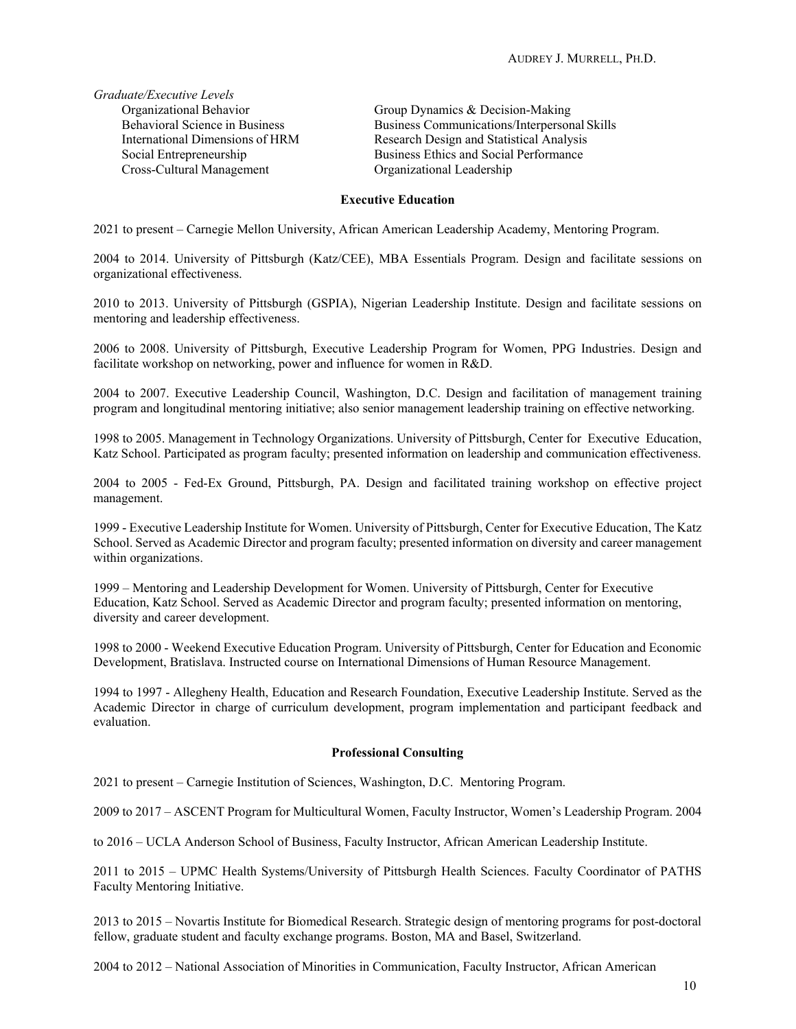*Graduate/Executive Levels*

- Organizational Behavior
- Behavioral Science in Business
- International Dimensions of HRM
- Social Entrepreneurship
- Cross-Cultural Management
- Group Dynamics & Decision-Making
- Business Communications/Interpersonal Skills
- Research Design and Statistical Analysis
- Business Ethics and Social Performance
- Organizational Leadership

**Executive Education**

2021 to present – Carnegie Mellon University, African American Leadership Academy, Mentoring Program.

2004 to 2014. University of Pittsburgh (Katz/CEE), MBA Essentials Program. Design and facilitate sessions on organizational effectiveness.

2010 to 2013. University of Pittsburgh (GSPIA), Nigerian Leadership Institute. Design and facilitate sessions on mentoring and leadership effectiveness.

2006 to 2008. University of Pittsburgh, Executive Leadership Program for Women, PPG Industries. Design and facilitate workshop on networking, power and influence for women in R&D.

2004 to 2007. Executive Leadership Council, Washington, D.C. Design and facilitation of management training program and longitudinal mentoring initiative; also senior management leadership training on effective networking.

1998 to 2005. Management in Technology Organizations. University of Pittsburgh, Center for Executive Education, Katz School. Participated as program faculty; presented information on leadership and communication effectiveness.

2004 to 2005 - Fed-Ex Ground, Pittsburgh, PA. Design and facilitated training workshop on effective project management.

1999 - Executive Leadership Institute for Women. University of Pittsburgh, Center for Executive Education, The Katz School. Served as Academic Director and program faculty; presented information on diversity and career management within organizations.

1999 – Mentoring and Leadership Development for Women. University of Pittsburgh, Center for Executive Education, Katz School. Served as Academic Director and program faculty; presented information on mentoring, diversity and career development.

1998 to 2000 - Weekend Executive Education Program. University of Pittsburgh, Center for Education and Economic Development, Bratislava. Instructed course on International Dimensions of Human Resource Management.

1994 to 1997 - Allegheny Health, Education and Research Foundation, Executive Leadership Institute. Served as the Academic Director in charge of curriculum development, program implementation and participant feedback and evaluation.

**Professional Consulting**

2021 to present – Carnegie Institution of Sciences, Washington, D.C. Mentoring Program.

2009 to 2017 – ASCENT Program for Multicultural Women, Faculty Instructor, Women's Leadership Program.

2004 to 2016 – UCLA Anderson School of Business, Faculty Instructor, African American Leadership Institute.

2011 to 2015 – UPMC Health Systems/University of Pittsburgh Health Sciences. Faculty Coordinator of PATHS Faculty Mentoring Initiative.

2013 to 2015 – Novartis Institute for Biomedical Research. Strategic design of mentoring programs for post-doctoral fellow, graduate student and faculty exchange programs. Boston, MA and Basel, Switzerland.

2004 to 2012 – National Association of Minorities in Communication, Faculty Instructor, African American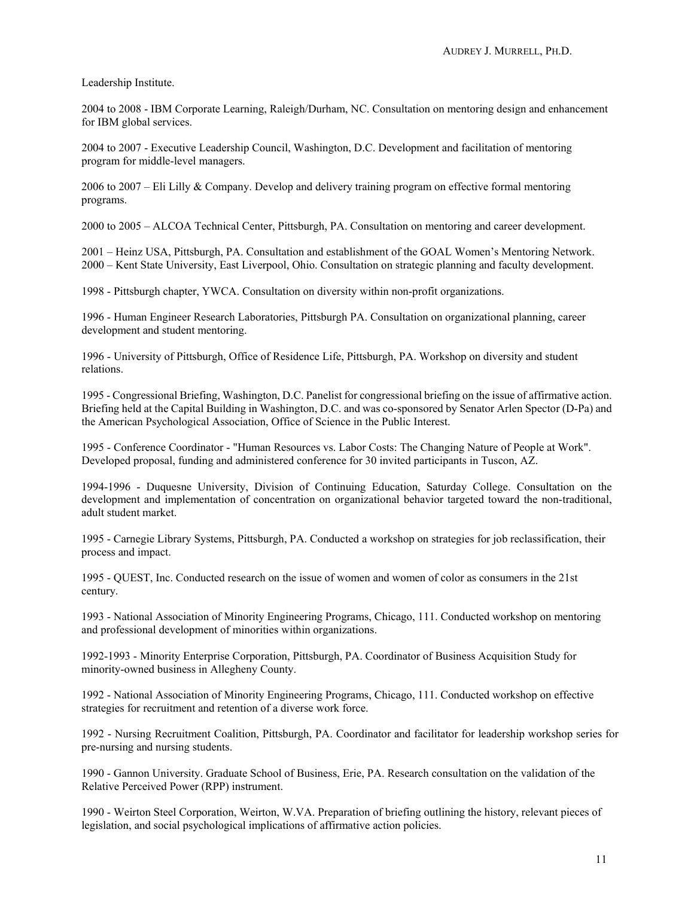Leadership Institute.

2004 to 2008 - IBM Corporate Learning, Raleigh/Durham, NC. Consultation on mentoring design and enhancement for IBM global services.

2004 to 2007 - Executive Leadership Council, Washington, D.C. Development and facilitation of mentoring program for middle-level managers.

2006 to 2007 – Eli Lilly & Company. Develop and delivery training program on effective formal mentoring programs.

2000 to 2005 – ALCOA Technical Center, Pittsburgh, PA. Consultation on mentoring and career development.

2001 – Heinz USA, Pittsburgh, PA. Consultation and establishment of the GOAL Women's Mentoring Network.
2000 – Kent State University, East Liverpool, Ohio. Consultation on strategic planning and faculty development.

1998 - Pittsburgh chapter, YWCA. Consultation on diversity within non-profit organizations.

1996 - Human Engineer Research Laboratories, Pittsburgh PA. Consultation on organizational planning, career development and student mentoring.

1996 - University of Pittsburgh, Office of Residence Life, Pittsburgh, PA. Workshop on diversity and student relations.

1995 - Congressional Briefing, Washington, D.C. Panelist for congressional briefing on the issue of affirmative action. Briefing held at the Capital Building in Washington, D.C. and was co-sponsored by Senator Arlen Spector (D-Pa) and the American Psychological Association, Office of Science in the Public Interest.

1995 - Conference Coordinator - "Human Resources vs. Labor Costs: The Changing Nature of People at Work". Developed proposal, funding and administered conference for 30 invited participants in Tuscon, AZ.

1994-1996 - Duquesne University, Division of Continuing Education, Saturday College. Consultation on the development and implementation of concentration on organizational behavior targeted toward the non-traditional, adult student market.

1995 - Carnegie Library Systems, Pittsburgh, PA. Conducted a workshop on strategies for job reclassification, their process and impact.

1995 - QUEST, Inc. Conducted research on the issue of women and women of color as consumers in the 21st century.

1993 - National Association of Minority Engineering Programs, Chicago, 111. Conducted workshop on mentoring and professional development of minorities within organizations.

1992-1993 - Minority Enterprise Corporation, Pittsburgh, PA. Coordinator of Business Acquisition Study for minority-owned business in Allegheny County.

1992 - National Association of Minority Engineering Programs, Chicago, 111. Conducted workshop on effective strategies for recruitment and retention of a diverse work force.

1992 - Nursing Recruitment Coalition, Pittsburgh, PA. Coordinator and facilitator for leadership workshop series for pre-nursing and nursing students.

1990 - Gannon University. Graduate School of Business, Erie, PA. Research consultation on the validation of the Relative Perceived Power (RPP) instrument.

1990 - Weirton Steel Corporation, Weirton, W.VA. Preparation of briefing outlining the history, relevant pieces of legislation, and social psychological implications of affirmative action policies.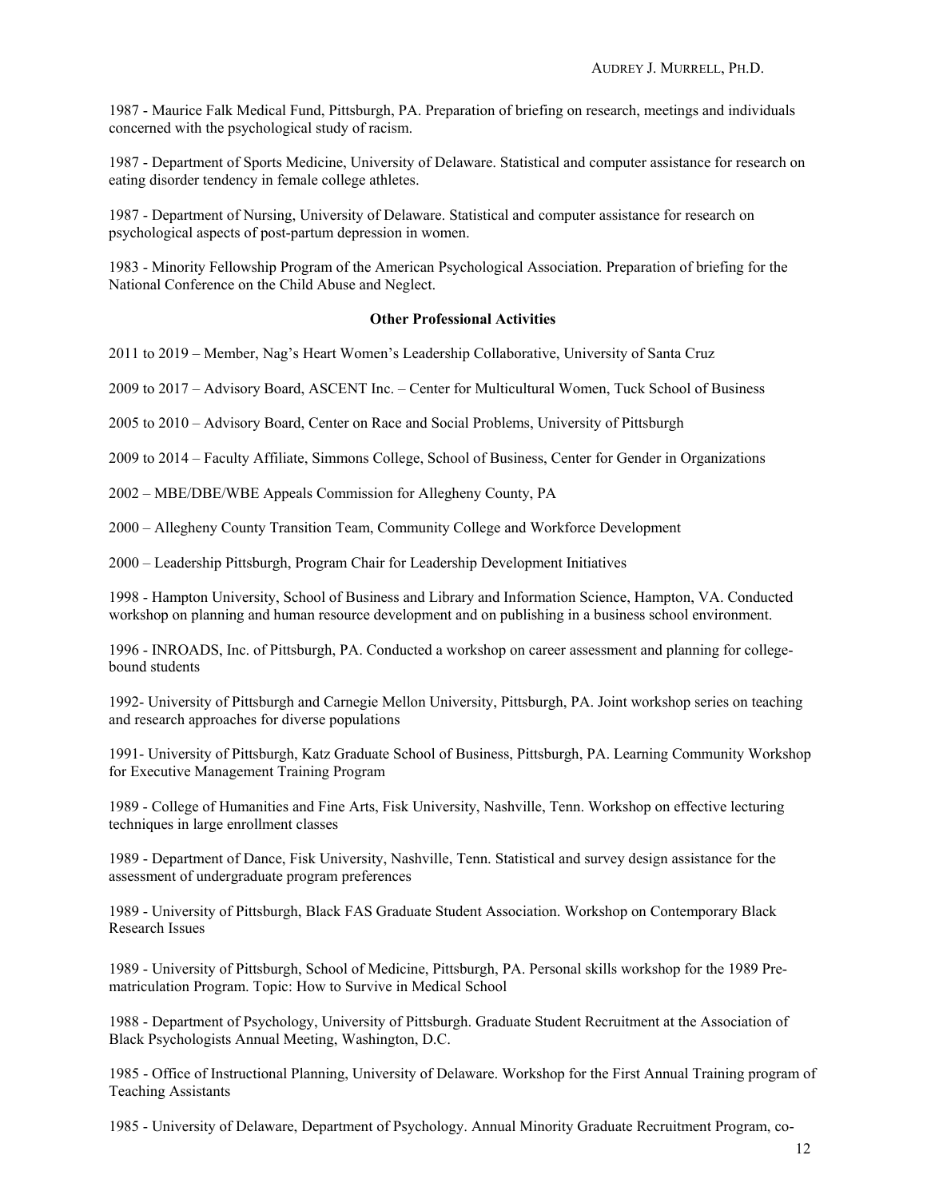1987 - Maurice Falk Medical Fund, Pittsburgh, PA. Preparation of briefing on research, meetings and individuals concerned with the psychological study of racism.

1987 - Department of Sports Medicine, University of Delaware. Statistical and computer assistance for research on eating disorder tendency in female college athletes.

1987 - Department of Nursing, University of Delaware. Statistical and computer assistance for research on psychological aspects of post-partum depression in women.

1983 - Minority Fellowship Program of the American Psychological Association. Preparation of briefing for the National Conference on the Child Abuse and Neglect.

**Other Professional Activities**

2011 to 2019 – Member, Nag's Heart Women's Leadership Collaborative, University of Santa Cruz

2009 to 2017 – Advisory Board, ASCENT Inc. – Center for Multicultural Women, Tuck School of Business

2005 to 2010 – Advisory Board, Center on Race and Social Problems, University of Pittsburgh

2009 to 2014 – Faculty Affiliate, Simmons College, School of Business, Center for Gender in Organizations

2002 – MBE/DBE/WBE Appeals Commission for Allegheny County, PA

2000 – Allegheny County Transition Team, Community College and Workforce Development

2000 – Leadership Pittsburgh, Program Chair for Leadership Development Initiatives

1998 - Hampton University, School of Business and Library and Information Science, Hampton, VA. Conducted workshop on planning and human resource development and on publishing in a business school environment.

1996 - INROADS, Inc. of Pittsburgh, PA. Conducted a workshop on career assessment and planning for college-bound students

1992- University of Pittsburgh and Carnegie Mellon University, Pittsburgh, PA. Joint workshop series on teaching and research approaches for diverse populations

1991- University of Pittsburgh, Katz Graduate School of Business, Pittsburgh, PA. Learning Community Workshop for Executive Management Training Program

1989 - College of Humanities and Fine Arts, Fisk University, Nashville, Tenn. Workshop on effective lecturing techniques in large enrollment classes

1989 - Department of Dance, Fisk University, Nashville, Tenn. Statistical and survey design assistance for the assessment of undergraduate program preferences

1989 - University of Pittsburgh, Black FAS Graduate Student Association. Workshop on Contemporary Black Research Issues

1989 - University of Pittsburgh, School of Medicine, Pittsburgh, PA. Personal skills workshop for the 1989 Pre-matriculation Program. Topic: How to Survive in Medical School

1988 - Department of Psychology, University of Pittsburgh. Graduate Student Recruitment at the Association of Black Psychologists Annual Meeting, Washington, D.C.

1985 - Office of Instructional Planning, University of Delaware. Workshop for the First Annual Training program of Teaching Assistants

1985 - University of Delaware, Department of Psychology. Annual Minority Graduate Recruitment Program, co-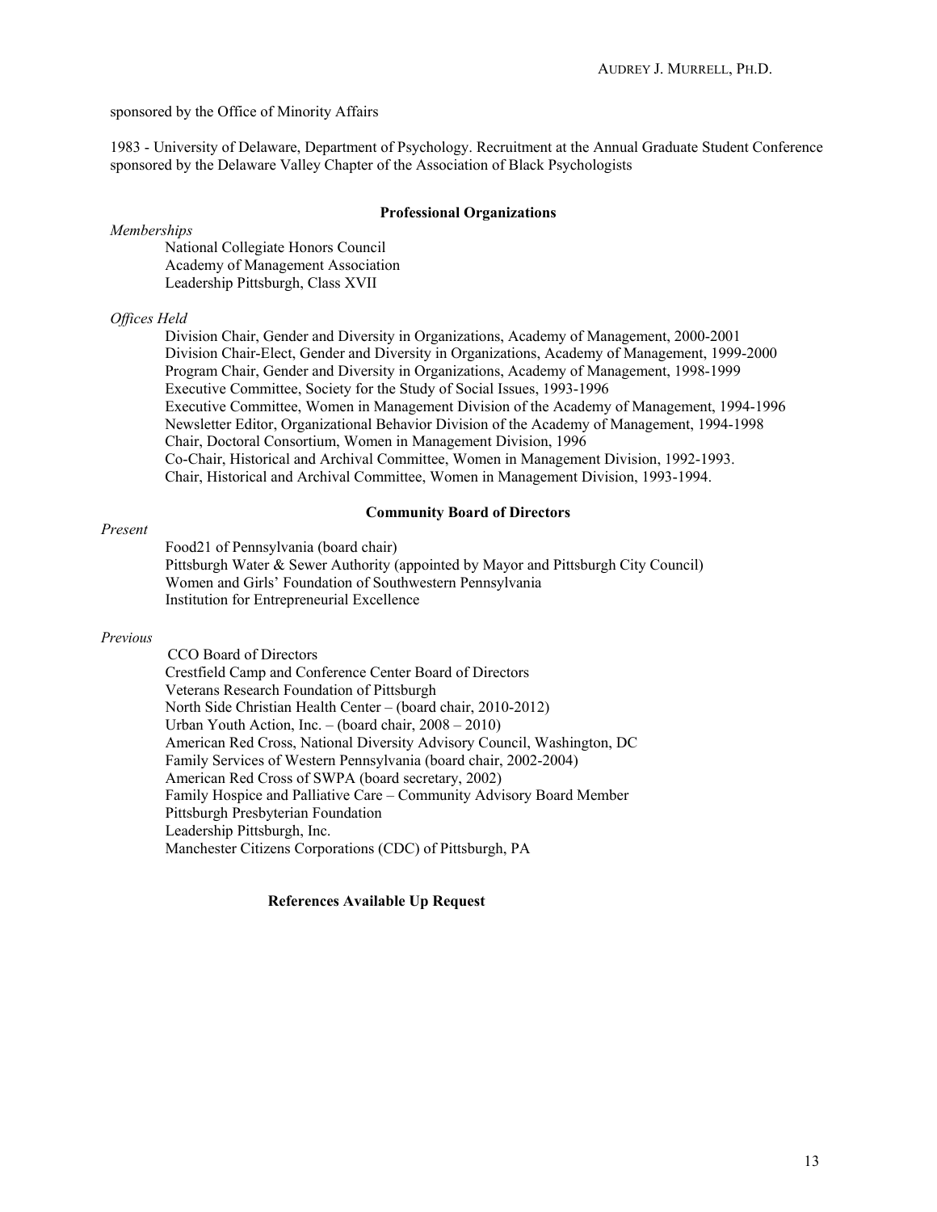sponsored by the Office of Minority Affairs

1983 - University of Delaware, Department of Psychology. Recruitment at the Annual Graduate Student Conference sponsored by the Delaware Valley Chapter of the Association of Black Psychologists

## Professional Organizations

*Memberships*

National Collegiate Honors Council
Academy of Management Association
Leadership Pittsburgh, Class XVII

*Offices Held*

Division Chair, Gender and Diversity in Organizations, Academy of Management, 2000-2001
Division Chair-Elect, Gender and Diversity in Organizations, Academy of Management, 1999-2000
Program Chair, Gender and Diversity in Organizations, Academy of Management, 1998-1999
Executive Committee, Society for the Study of Social Issues, 1993-1996
Executive Committee, Women in Management Division of the Academy of Management, 1994-1996
Newsletter Editor, Organizational Behavior Division of the Academy of Management, 1994-1998
Chair, Doctoral Consortium, Women in Management Division, 1996
Co-Chair, Historical and Archival Committee, Women in Management Division, 1992-1993.
Chair, Historical and Archival Committee, Women in Management Division, 1993-1994.

## Community Board of Directors

*Present*

Food21 of Pennsylvania (board chair)
Pittsburgh Water & Sewer Authority (appointed by Mayor and Pittsburgh City Council)
Women and Girls' Foundation of Southwestern Pennsylvania
Institution for Entrepreneurial Excellence

*Previous*

CCO Board of Directors
Crestfield Camp and Conference Center Board of Directors
Veterans Research Foundation of Pittsburgh
North Side Christian Health Center – (board chair, 2010-2012)
Urban Youth Action, Inc. – (board chair, 2008 – 2010)
American Red Cross, National Diversity Advisory Council, Washington, DC
Family Services of Western Pennsylvania (board chair, 2002-2004)
American Red Cross of SWPA (board secretary, 2002)
Family Hospice and Palliative Care – Community Advisory Board Member
Pittsburgh Presbyterian Foundation
Leadership Pittsburgh, Inc.
Manchester Citizens Corporations (CDC) of Pittsburgh, PA

**References Available Up Request**